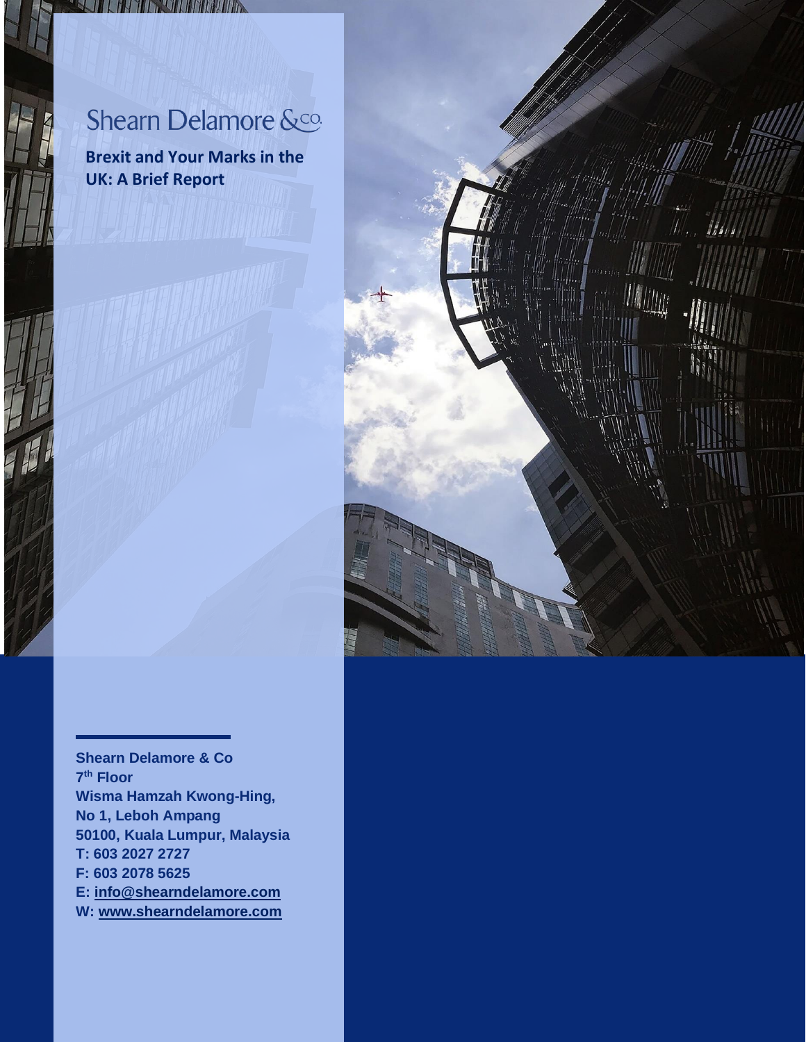Shearn Delamore &co.

# Brexit and Your Marks in the UK: A Brief Report

**Shearn Delamore & Co**
**7th Floor**
**Wisma Hamzah Kwong-Hing,**
**No 1, Leboh Ampang**
**50100, Kuala Lumpur, Malaysia**
**T: 603 2027 2727**
**F: 603 2078 5625**
**E: info@shearndelamore.com**
**W: www.shearndelamore.com**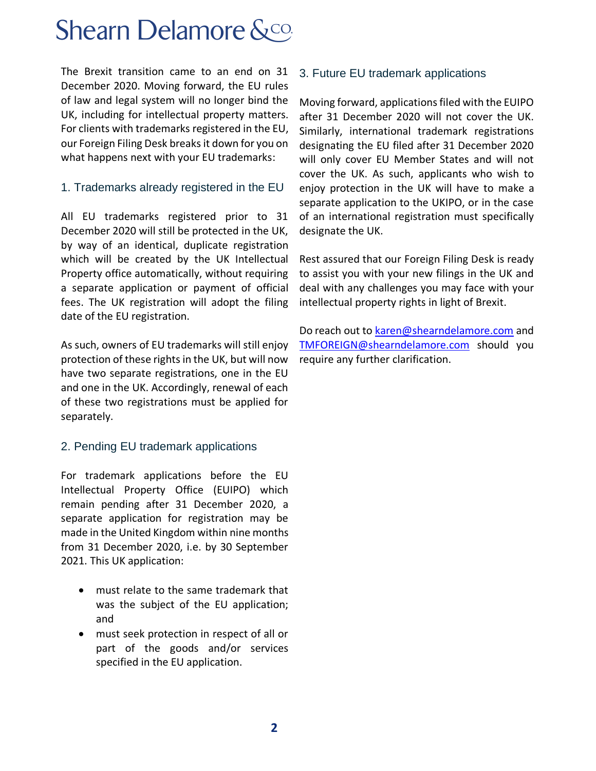Shearn Delamore &co.

The Brexit transition came to an end on 31 December 2020. Moving forward, the EU rules of law and legal system will no longer bind the UK, including for intellectual property matters. For clients with trademarks registered in the EU, our Foreign Filing Desk breaks it down for you on what happens next with your EU trademarks:

## 1. Trademarks already registered in the EU

All EU trademarks registered prior to 31 December 2020 will still be protected in the UK, by way of an identical, duplicate registration which will be created by the UK Intellectual Property office automatically, without requiring a separate application or payment of official fees. The UK registration will adopt the filing date of the EU registration.

As such, owners of EU trademarks will still enjoy protection of these rights in the UK, but will now have two separate registrations, one in the EU and one in the UK. Accordingly, renewal of each of these two registrations must be applied for separately.

## 2. Pending EU trademark applications

For trademark applications before the EU Intellectual Property Office (EUIPO) which remain pending after 31 December 2020, a separate application for registration may be made in the United Kingdom within nine months from 31 December 2020, i.e. by 30 September 2021. This UK application:

- must relate to the same trademark that was the subject of the EU application; and
- must seek protection in respect of all or part of the goods and/or services specified in the EU application.

## 3. Future EU trademark applications

Moving forward, applications filed with the EUIPO after 31 December 2020 will not cover the UK. Similarly, international trademark registrations designating the EU filed after 31 December 2020 will only cover EU Member States and will not cover the UK. As such, applicants who wish to enjoy protection in the UK will have to make a separate application to the UKIPO, or in the case of an international registration must specifically designate the UK.

Rest assured that our Foreign Filing Desk is ready to assist you with your new filings in the UK and deal with any challenges you may face with your intellectual property rights in light of Brexit.

Do reach out to karen@shearndelamore.com and TMFOREIGN@shearndelamore.com should you require any further clarification.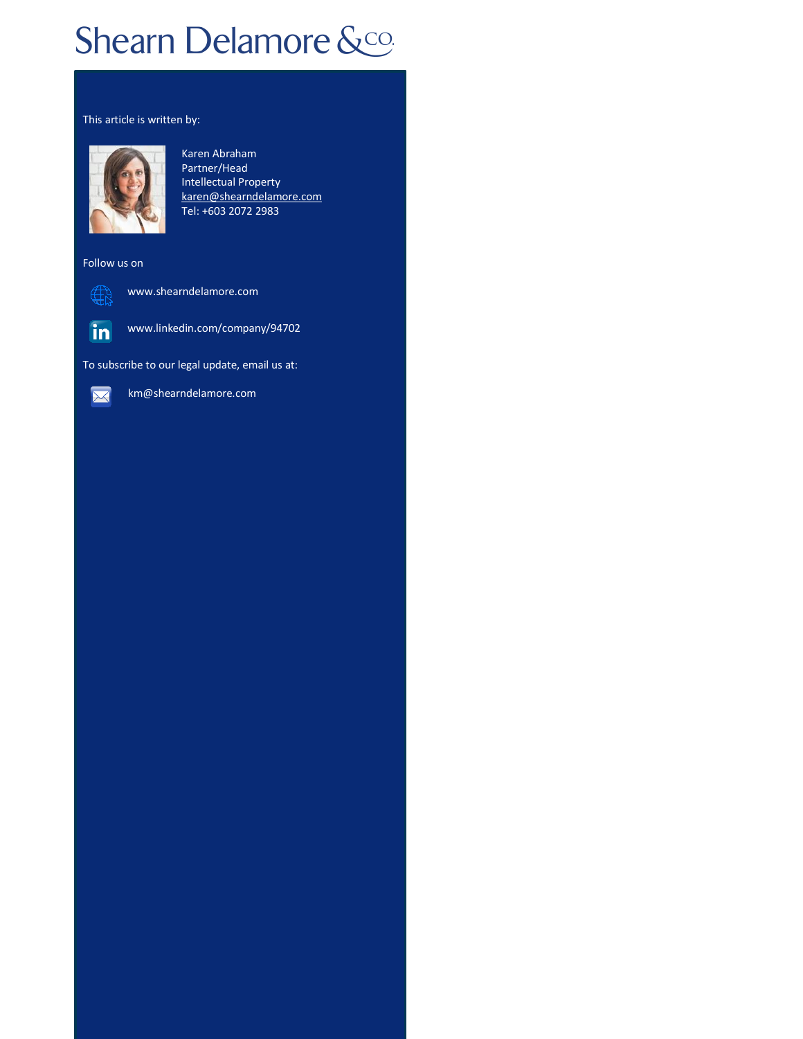# Shearn Delamore &co.

This article is written by:

Karen Abraham
Partner/Head
Intellectual Property
karen@shearndelamore.com
Tel: +603 2072 2983

Follow us on

www.shearndelamore.com

www.linkedin.com/company/94702

To subscribe to our legal update, email us at:

km@shearndelamore.com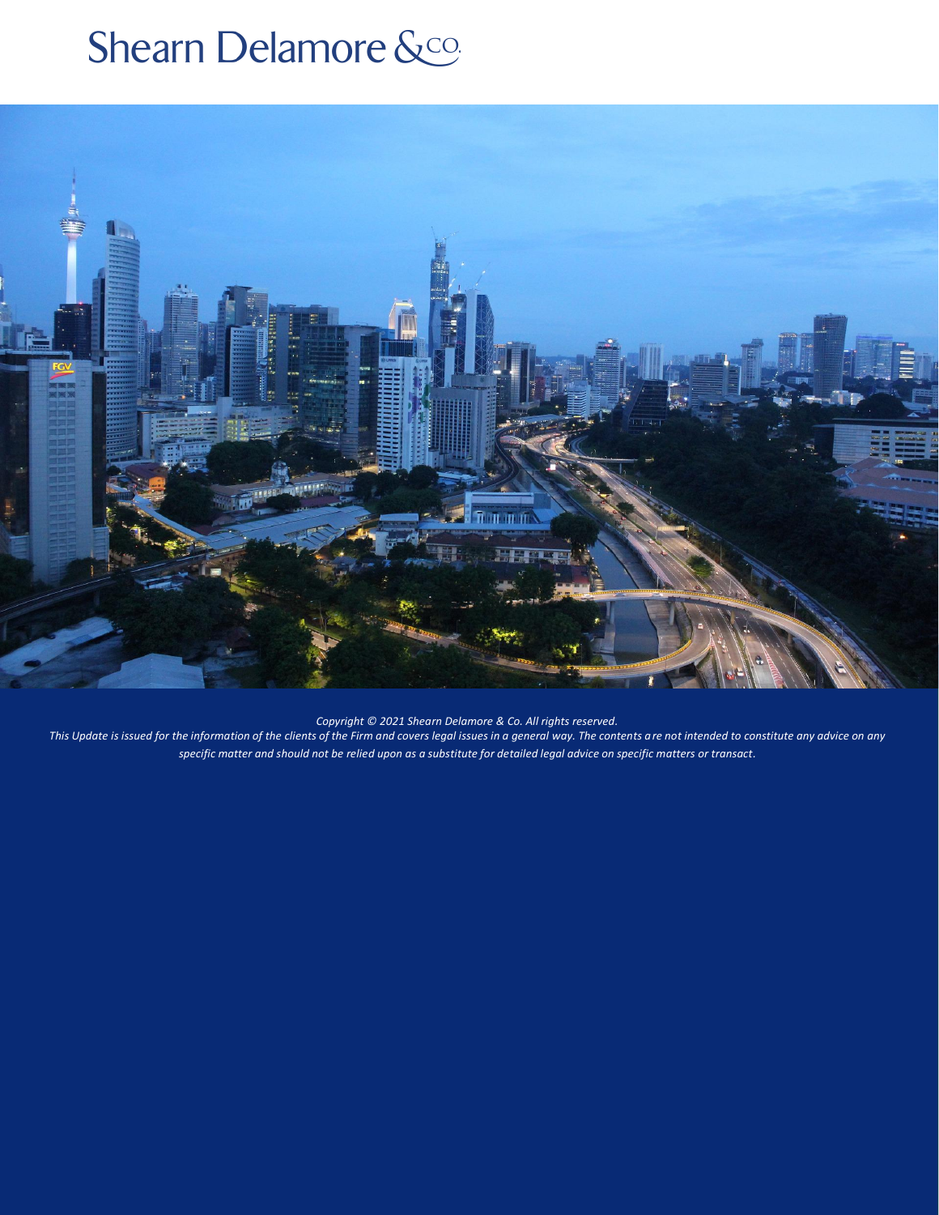Shearn Delamore &co.

*Copyright © 2021 Shearn Delamore & Co. All rights reserved.*

*This Update is issued for the information of the clients of the Firm and covers legal issues in a general way. The contents are not intended to constitute any advice on any specific matter and should not be relied upon as a substitute for detailed legal advice on specific matters or transact.*